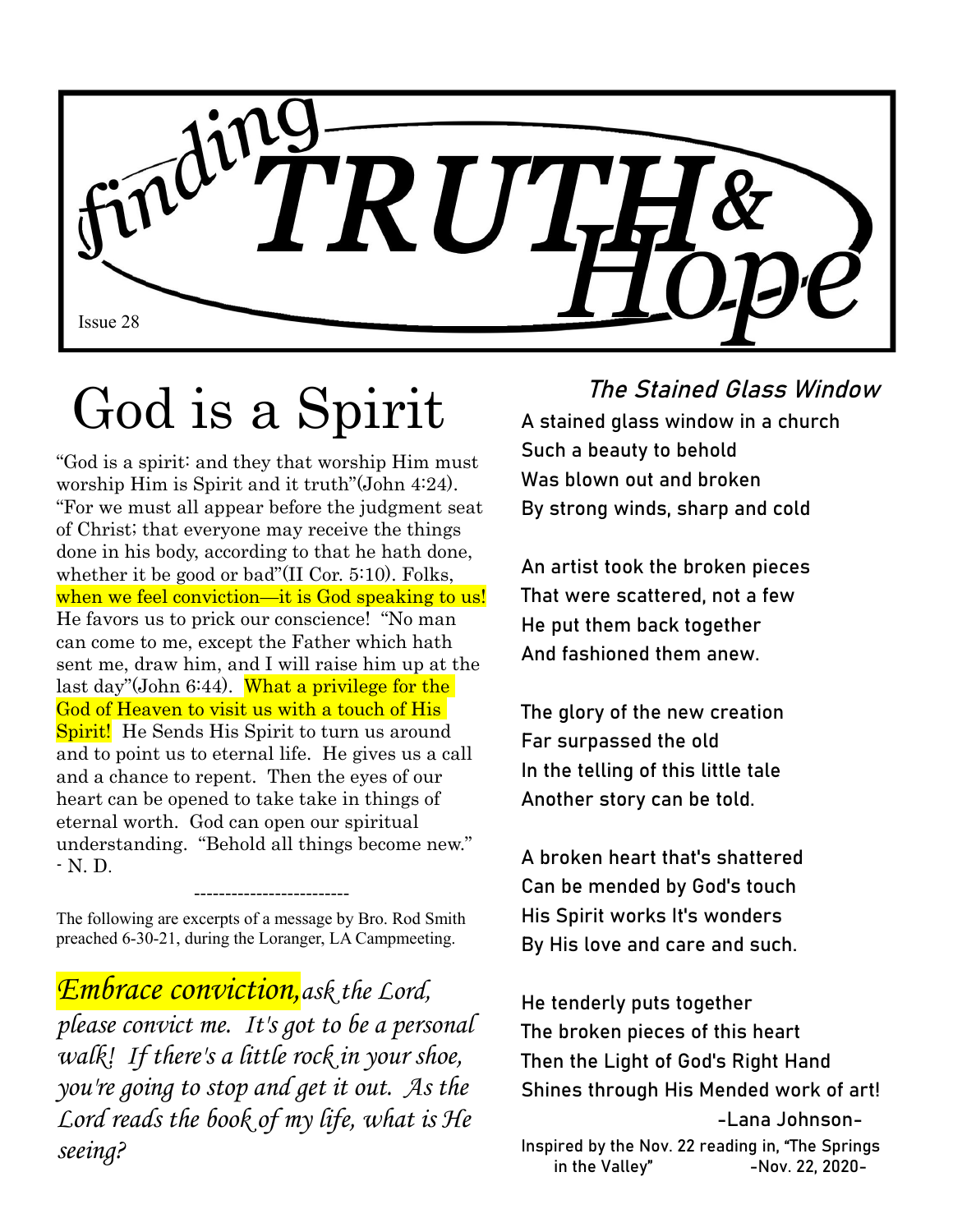# finding TRUTH & Hope

Issue 28

## God is a Spirit

"God is a spirit: and they that worship Him must worship Him is Spirit and it truth"(John 4:24). "For we must all appear before the judgment seat of Christ; that everyone may receive the things done in his body, according to that he hath done, whether it be good or bad"(II Cor. 5:10). Folks, when we feel conviction—it is God speaking to us! He favors us to prick our conscience! "No man can come to me, except the Father which hath sent me, draw him, and I will raise him up at the last day"(John 6:44). What a privilege for the God of Heaven to visit us with a touch of His Spirit! He Sends His Spirit to turn us around and to point us to eternal life. He gives us a call and a chance to repent. Then the eyes of our heart can be opened to take take in things of eternal worth. God can open our spiritual understanding. "Behold all things become new." - N. D.

-------------------------

The following are excerpts of a message by Bro. Rod Smith preached 6-30-21, during the Loranger, LA Campmeeting.

*Embrace conviction, ask the Lord, please convict me. It's got to be a personal walk! If there's a little rock in your shoe, you're going to stop and get it out. As the Lord reads the book of my life, what is He seeing?*

### *The Stained Glass Window*

A stained glass window in a church
Such a beauty to behold
Was blown out and broken
By strong winds, sharp and cold

An artist took the broken pieces
That were scattered, not a few
He put them back together
And fashioned them anew.

The glory of the new creation
Far surpassed the old
In the telling of this little tale
Another story can be told.

A broken heart that's shattered
Can be mended by God's touch
His Spirit works It's wonders
By His love and care and such.

He tenderly puts together
The broken pieces of this heart
Then the Light of God's Right Hand
Shines through His Mended work of art!

-Lana Johnson-

Inspired by the Nov. 22 reading in, "The Springs in the Valley" -Nov. 22, 2020-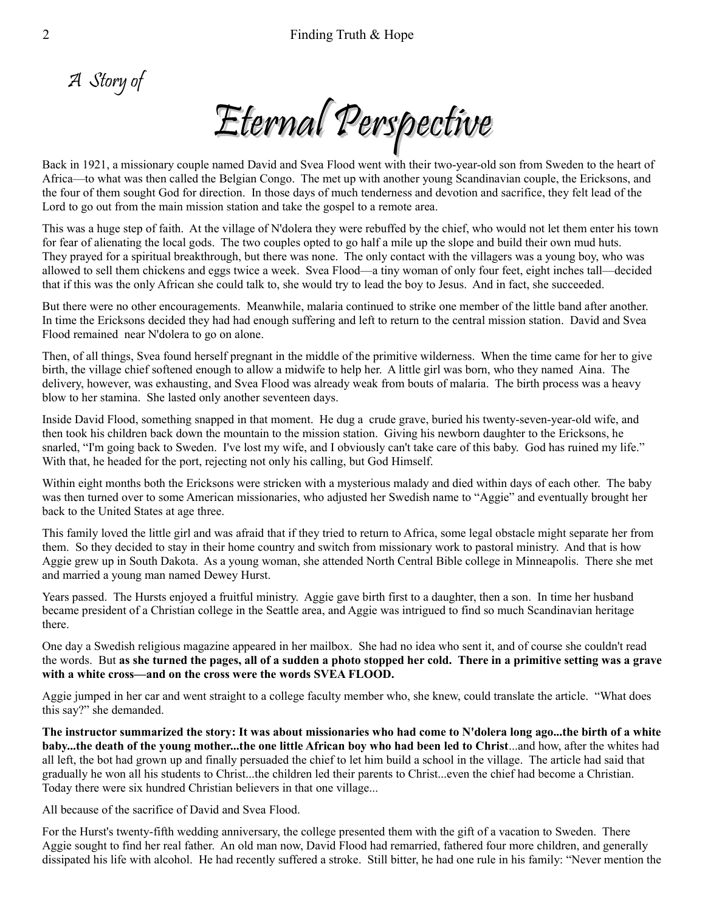*A Story of*

# *Eternal Perspective*

Back in 1921, a missionary couple named David and Svea Flood went with their two-year-old son from Sweden to the heart of Africa—to what was then called the Belgian Congo. The met up with another young Scandinavian couple, the Ericksons, and the four of them sought God for direction. In those days of much tenderness and devotion and sacrifice, they felt lead of the Lord to go out from the main mission station and take the gospel to a remote area.

This was a huge step of faith. At the village of N'dolera they were rebuffed by the chief, who would not let them enter his town for fear of alienating the local gods. The two couples opted to go half a mile up the slope and build their own mud huts. They prayed for a spiritual breakthrough, but there was none. The only contact with the villagers was a young boy, who was allowed to sell them chickens and eggs twice a week. Svea Flood—a tiny woman of only four feet, eight inches tall—decided that if this was the only African she could talk to, she would try to lead the boy to Jesus. And in fact, she succeeded.

But there were no other encouragements. Meanwhile, malaria continued to strike one member of the little band after another. In time the Ericksons decided they had had enough suffering and left to return to the central mission station. David and Svea Flood remained near N'dolera to go on alone.

Then, of all things, Svea found herself pregnant in the middle of the primitive wilderness. When the time came for her to give birth, the village chief softened enough to allow a midwife to help her. A little girl was born, who they named Aina. The delivery, however, was exhausting, and Svea Flood was already weak from bouts of malaria. The birth process was a heavy blow to her stamina. She lasted only another seventeen days.

Inside David Flood, something snapped in that moment. He dug a crude grave, buried his twenty-seven-year-old wife, and then took his children back down the mountain to the mission station. Giving his newborn daughter to the Ericksons, he snarled, "I'm going back to Sweden. I've lost my wife, and I obviously can't take care of this baby. God has ruined my life." With that, he headed for the port, rejecting not only his calling, but God Himself.

Within eight months both the Ericksons were stricken with a mysterious malady and died within days of each other. The baby was then turned over to some American missionaries, who adjusted her Swedish name to "Aggie" and eventually brought her back to the United States at age three.

This family loved the little girl and was afraid that if they tried to return to Africa, some legal obstacle might separate her from them. So they decided to stay in their home country and switch from missionary work to pastoral ministry. And that is how Aggie grew up in South Dakota. As a young woman, she attended North Central Bible college in Minneapolis. There she met and married a young man named Dewey Hurst.

Years passed. The Hursts enjoyed a fruitful ministry. Aggie gave birth first to a daughter, then a son. In time her husband became president of a Christian college in the Seattle area, and Aggie was intrigued to find so much Scandinavian heritage there.

One day a Swedish religious magazine appeared in her mailbox. She had no idea who sent it, and of course she couldn't read the words. But **as she turned the pages, all of a sudden a photo stopped her cold. There in a primitive setting was a grave with a white cross—and on the cross were the words SVEA FLOOD.**

Aggie jumped in her car and went straight to a college faculty member who, she knew, could translate the article. "What does this say?" she demanded.

**The instructor summarized the story: It was about missionaries who had come to N'dolera long ago...the birth of a white baby...the death of the young mother...the one little African boy who had been led to Christ**...and how, after the whites had all left, the bot had grown up and finally persuaded the chief to let him build a school in the village. The article had said that gradually he won all his students to Christ...the children led their parents to Christ...even the chief had become a Christian. Today there were six hundred Christian believers in that one village...

All because of the sacrifice of David and Svea Flood.

For the Hurst's twenty-fifth wedding anniversary, the college presented them with the gift of a vacation to Sweden. There Aggie sought to find her real father. An old man now, David Flood had remarried, fathered four more children, and generally dissipated his life with alcohol. He had recently suffered a stroke. Still bitter, he had one rule in his family: "Never mention the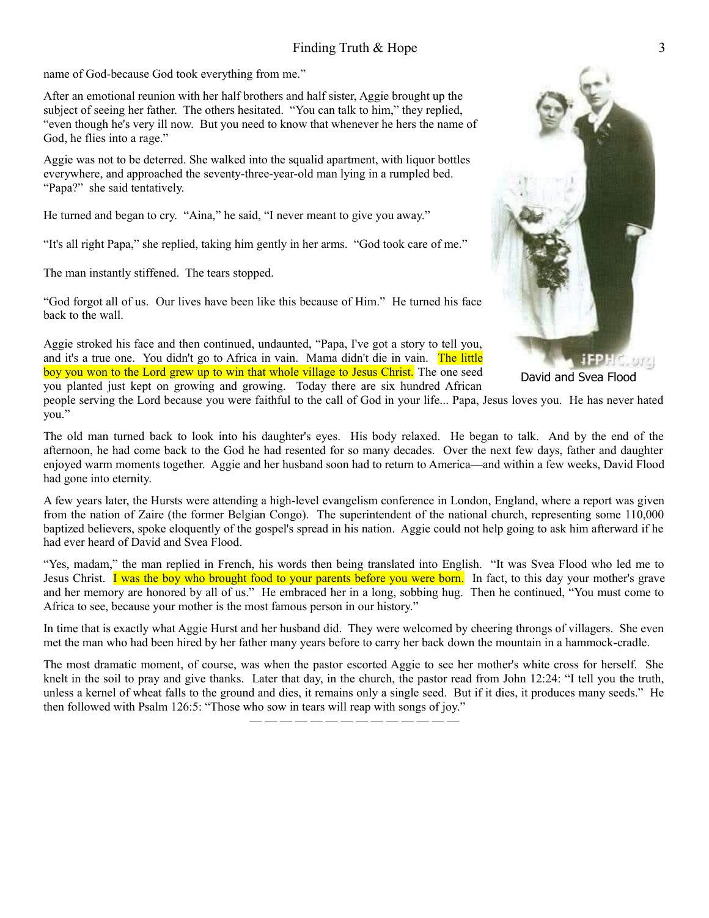name of God-because God took everything from me."

After an emotional reunion with her half brothers and half sister, Aggie brought up the subject of seeing her father. The others hesitated. "You can talk to him," they replied, "even though he's very ill now. But you need to know that whenever he hers the name of God, he flies into a rage."

Aggie was not to be deterred. She walked into the squalid apartment, with liquor bottles everywhere, and approached the seventy-three-year-old man lying in a rumpled bed. "Papa?" she said tentatively.

He turned and began to cry. "Aina," he said, "I never meant to give you away."

"It's all right Papa," she replied, taking him gently in her arms. "God took care of me."

The man instantly stiffened. The tears stopped.

"God forgot all of us. Our lives have been like this because of Him." He turned his face back to the wall.

Aggie stroked his face and then continued, undaunted, "Papa, I've got a story to tell you, and it's a true one. You didn't go to Africa in vain. Mama didn't die in vain. The little boy you won to the Lord grew up to win that whole village to Jesus Christ. The one seed you planted just kept on growing and growing. Today there are six hundred African people serving the Lord because you were faithful to the call of God in your life... Papa, Jesus loves you. He has never hated you."

David and Svea Flood

The old man turned back to look into his daughter's eyes. His body relaxed. He began to talk. And by the end of the afternoon, he had come back to the God he had resented for so many decades. Over the next few days, father and daughter enjoyed warm moments together. Aggie and her husband soon had to return to America—and within a few weeks, David Flood had gone into eternity.

A few years later, the Hursts were attending a high-level evangelism conference in London, England, where a report was given from the nation of Zaire (the former Belgian Congo). The superintendent of the national church, representing some 110,000 baptized believers, spoke eloquently of the gospel's spread in his nation. Aggie could not help going to ask him afterward if he had ever heard of David and Svea Flood.

"Yes, madam," the man replied in French, his words then being translated into English. "It was Svea Flood who led me to Jesus Christ. I was the boy who brought food to your parents before you were born. In fact, to this day your mother's grave and her memory are honored by all of us." He embraced her in a long, sobbing hug. Then he continued, "You must come to Africa to see, because your mother is the most famous person in our history."

In time that is exactly what Aggie Hurst and her husband did. They were welcomed by cheering throngs of villagers. She even met the man who had been hired by her father many years before to carry her back down the mountain in a hammock-cradle.

The most dramatic moment, of course, was when the pastor escorted Aggie to see her mother's white cross for herself. She knelt in the soil to pray and give thanks. Later that day, in the church, the pastor read from John 12:24: "I tell you the truth, unless a kernel of wheat falls to the ground and dies, it remains only a single seed. But if it dies, it produces many seeds." He then followed with Psalm 126:5: "Those who sow in tears will reap with songs of joy."

— — — — — — — — — — — — — — — —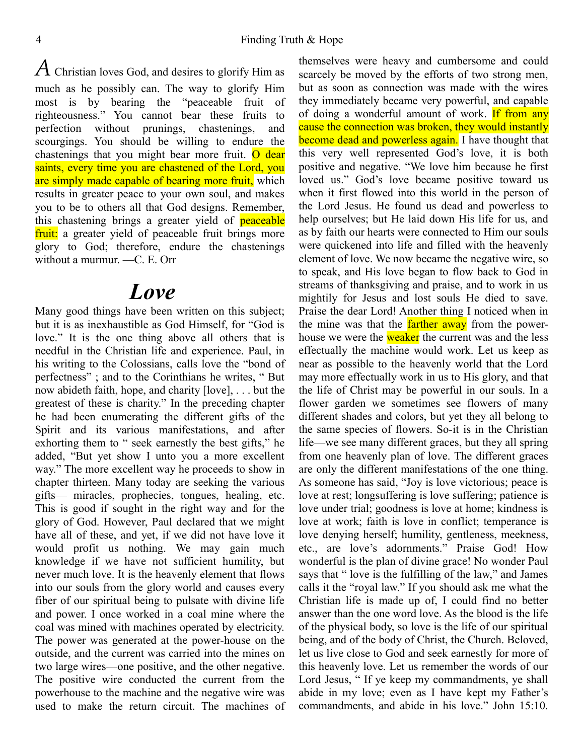*A* Christian loves God, and desires to glorify Him as much as he possibly can. The way to glorify Him most is by bearing the "peaceable fruit of righteousness." You cannot bear these fruits to perfection without prunings, chastenings, and scourgings. You should be willing to endure the chastenings that you might bear more fruit. O dear saints, every time you are chastened of the Lord, you are simply made capable of bearing more fruit, which results in greater peace to your own soul, and makes you to be to others all that God designs. Remember, this chastening brings a greater yield of peaceable fruit: a greater yield of peaceable fruit brings more glory to God; therefore, endure the chastenings without a murmur. —C. E. Orr

# *Love*

Many good things have been written on this subject; but it is as inexhaustible as God Himself, for "God is love." It is the one thing above all others that is needful in the Christian life and experience. Paul, in his writing to the Colossians, calls love the "bond of perfectness" ; and to the Corinthians he writes, " But now abideth faith, hope, and charity [love], . . . but the greatest of these is charity." In the preceding chapter he had been enumerating the different gifts of the Spirit and its various manifestations, and after exhorting them to " seek earnestly the best gifts," he added, "But yet show I unto you a more excellent way." The more excellent way he proceeds to show in chapter thirteen. Many today are seeking the various gifts— miracles, prophecies, tongues, healing, etc. This is good if sought in the right way and for the glory of God. However, Paul declared that we might have all of these, and yet, if we did not have love it would profit us nothing. We may gain much knowledge if we have not sufficient humility, but never much love. It is the heavenly element that flows into our souls from the glory world and causes every fiber of our spiritual being to pulsate with divine life and power. I once worked in a coal mine where the coal was mined with machines operated by electricity. The power was generated at the power-house on the outside, and the current was carried into the mines on two large wires—one positive, and the other negative. The positive wire conducted the current from the powerhouse to the machine and the negative wire was used to make the return circuit. The machines of themselves were heavy and cumbersome and could scarcely be moved by the efforts of two strong men, but as soon as connection was made with the wires they immediately became very powerful, and capable of doing a wonderful amount of work. If from any cause the connection was broken, they would instantly become dead and powerless again. I have thought that this very well represented God's love, it is both positive and negative. "We love him because he first loved us." God's love became positive toward us when it first flowed into this world in the person of the Lord Jesus. He found us dead and powerless to help ourselves; but He laid down His life for us, and as by faith our hearts were connected to Him our souls were quickened into life and filled with the heavenly element of love. We now became the negative wire, so to speak, and His love began to flow back to God in streams of thanksgiving and praise, and to work in us mightily for Jesus and lost souls He died to save. Praise the dear Lord! Another thing I noticed when in the mine was that the farther away from the power-house we were the weaker the current was and the less effectually the machine would work. Let us keep as near as possible to the heavenly world that the Lord may more effectually work in us to His glory, and that the life of Christ may be powerful in our souls. In a flower garden we sometimes see flowers of many different shades and colors, but yet they all belong to the same species of flowers. So-it is in the Christian life—we see many different graces, but they all spring from one heavenly plan of love. The different graces are only the different manifestations of the one thing. As someone has said, "Joy is love victorious; peace is love at rest; longsuffering is love suffering; patience is love under trial; goodness is love at home; kindness is love at work; faith is love in conflict; temperance is love denying herself; humility, gentleness, meekness, etc., are love's adornments." Praise God! How wonderful is the plan of divine grace! No wonder Paul says that " love is the fulfilling of the law," and James calls it the "royal law." If you should ask me what the Christian life is made up of, I could find no better answer than the one word love. As the blood is the life of the physical body, so love is the life of our spiritual being, and of the body of Christ, the Church. Beloved, let us live close to God and seek earnestly for more of this heavenly love. Let us remember the words of our Lord Jesus, " If ye keep my commandments, ye shall abide in my love; even as I have kept my Father's commandments, and abide in his love." John 15:10.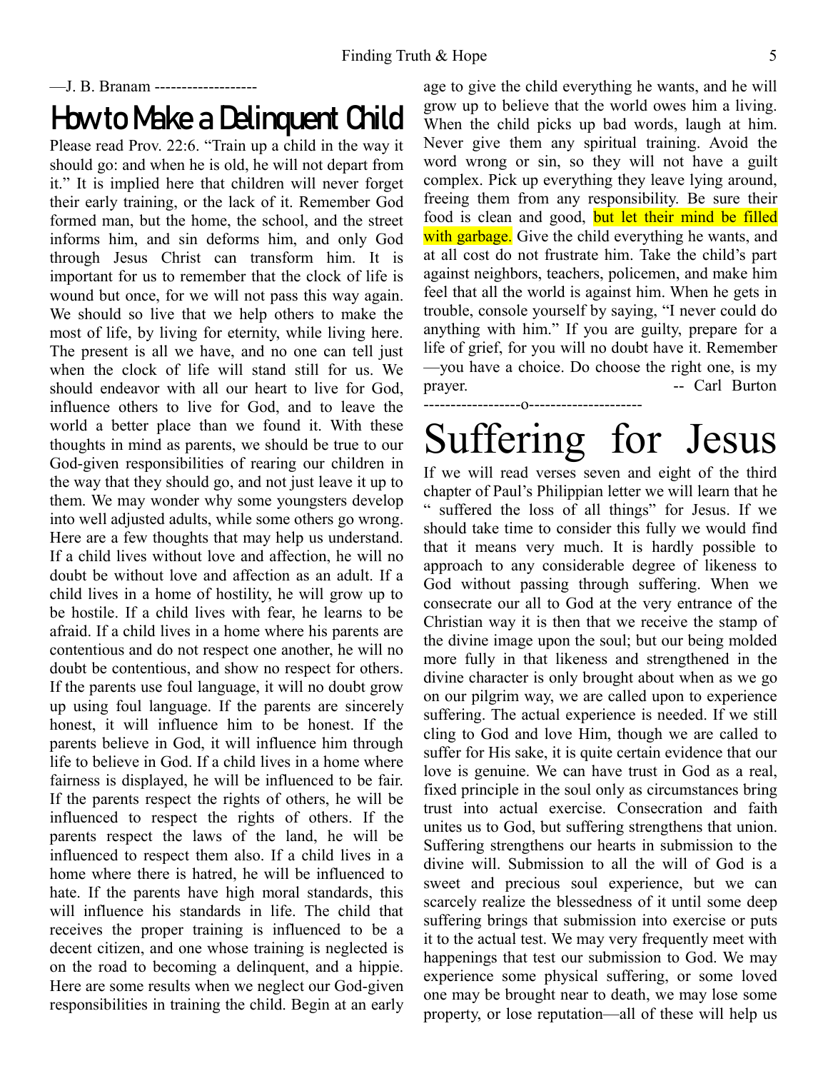—J. B. Branam -------------------

# How to Make a Delinquent Child

Please read Prov. 22:6. "Train up a child in the way it should go: and when he is old, he will not depart from it." It is implied here that children will never forget their early training, or the lack of it. Remember God formed man, but the home, the school, and the street informs him, and sin deforms him, and only God through Jesus Christ can transform him. It is important for us to remember that the clock of life is wound but once, for we will not pass this way again. We should so live that we help others to make the most of life, by living for eternity, while living here. The present is all we have, and no one can tell just when the clock of life will stand still for us. We should endeavor with all our heart to live for God, influence others to live for God, and to leave the world a better place than we found it. With these thoughts in mind as parents, we should be true to our God-given responsibilities of rearing our children in the way that they should go, and not just leave it up to them. We may wonder why some youngsters develop into well adjusted adults, while some others go wrong. Here are a few thoughts that may help us understand. If a child lives without love and affection, he will no doubt be without love and affection as an adult. If a child lives in a home of hostility, he will grow up to be hostile. If a child lives with fear, he learns to be afraid. If a child lives in a home where his parents are contentious and do not respect one another, he will no doubt be contentious, and show no respect for others. If the parents use foul language, it will no doubt grow up using foul language. If the parents are sincerely honest, it will influence him to be honest. If the parents believe in God, it will influence him through life to believe in God. If a child lives in a home where fairness is displayed, he will be influenced to be fair. If the parents respect the rights of others, he will be influenced to respect the rights of others. If the parents respect the laws of the land, he will be influenced to respect them also. If a child lives in a home where there is hatred, he will be influenced to hate. If the parents have high moral standards, this will influence his standards in life. The child that receives the proper training is influenced to be a decent citizen, and one whose training is neglected is on the road to becoming a delinquent, and a hippie. Here are some results when we neglect our God-given responsibilities in training the child. Begin at an early age to give the child everything he wants, and he will grow up to believe that the world owes him a living. When the child picks up bad words, laugh at him. Never give them any spiritual training. Avoid the word wrong or sin, so they will not have a guilt complex. Pick up everything they leave lying around, freeing them from any responsibility. Be sure their food is clean and good, but let their mind be filled with garbage. Give the child everything he wants, and at all cost do not frustrate him. Take the child's part against neighbors, teachers, policemen, and make him feel that all the world is against him. When he gets in trouble, console yourself by saying, "I never could do anything with him." If you are guilty, prepare for a life of grief, for you will no doubt have it. Remember —you have a choice. Do choose the right one, is my prayer. -- Carl Burton

------------------o---------------------

# Suffering for Jesus

If we will read verses seven and eight of the third chapter of Paul's Philippian letter we will learn that he " suffered the loss of all things" for Jesus. If we should take time to consider this fully we would find that it means very much. It is hardly possible to approach to any considerable degree of likeness to God without passing through suffering. When we consecrate our all to God at the very entrance of the Christian way it is then that we receive the stamp of the divine image upon the soul; but our being molded more fully in that likeness and strengthened in the divine character is only brought about when as we go on our pilgrim way, we are called upon to experience suffering. The actual experience is needed. If we still cling to God and love Him, though we are called to suffer for His sake, it is quite certain evidence that our love is genuine. We can have trust in God as a real, fixed principle in the soul only as circumstances bring trust into actual exercise. Consecration and faith unites us to God, but suffering strengthens that union. Suffering strengthens our hearts in submission to the divine will. Submission to all the will of God is a sweet and precious soul experience, but we can scarcely realize the blessedness of it until some deep suffering brings that submission into exercise or puts it to the actual test. We may very frequently meet with happenings that test our submission to God. We may experience some physical suffering, or some loved one may be brought near to death, we may lose some property, or lose reputation—all of these will help us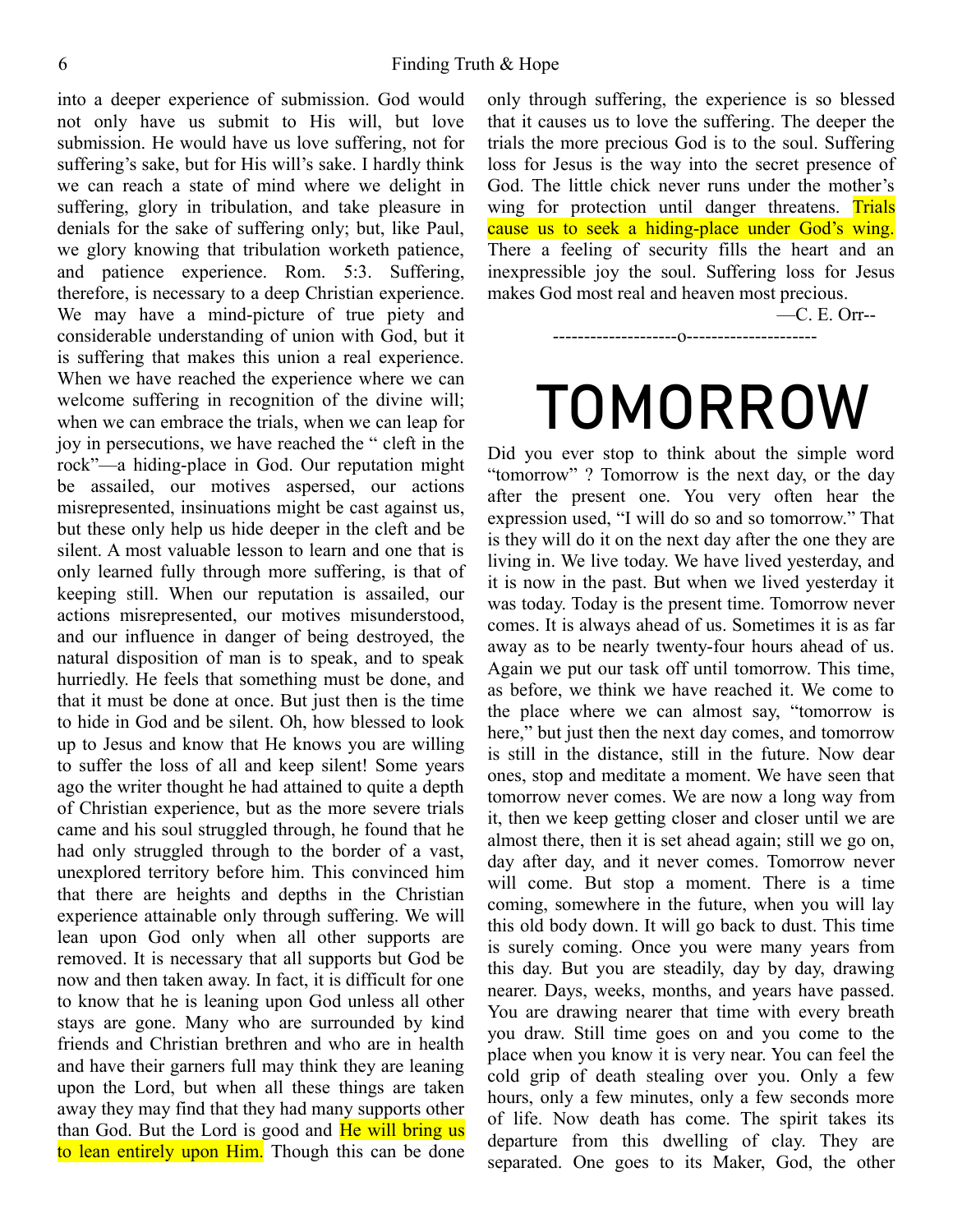into a deeper experience of submission. God would not only have us submit to His will, but love submission. He would have us love suffering, not for suffering's sake, but for His will's sake. I hardly think we can reach a state of mind where we delight in suffering, glory in tribulation, and take pleasure in denials for the sake of suffering only; but, like Paul, we glory knowing that tribulation worketh patience, and patience experience. Rom. 5:3. Suffering, therefore, is necessary to a deep Christian experience. We may have a mind-picture of true piety and considerable understanding of union with God, but it is suffering that makes this union a real experience. When we have reached the experience where we can welcome suffering in recognition of the divine will; when we can embrace the trials, when we can leap for joy in persecutions, we have reached the " cleft in the rock"—a hiding-place in God. Our reputation might be assailed, our motives aspersed, our actions misrepresented, insinuations might be cast against us, but these only help us hide deeper in the cleft and be silent. A most valuable lesson to learn and one that is only learned fully through more suffering, is that of keeping still. When our reputation is assailed, our actions misrepresented, our motives misunderstood, and our influence in danger of being destroyed, the natural disposition of man is to speak, and to speak hurriedly. He feels that something must be done, and that it must be done at once. But just then is the time to hide in God and be silent. Oh, how blessed to look up to Jesus and know that He knows you are willing to suffer the loss of all and keep silent! Some years ago the writer thought he had attained to quite a depth of Christian experience, but as the more severe trials came and his soul struggled through, he found that he had only struggled through to the border of a vast, unexplored territory before him. This convinced him that there are heights and depths in the Christian experience attainable only through suffering. We will lean upon God only when all other supports are removed. It is necessary that all supports but God be now and then taken away. In fact, it is difficult for one to know that he is leaning upon God unless all other stays are gone. Many who are surrounded by kind friends and Christian brethren and who are in health and have their garners full may think they are leaning upon the Lord, but when all these things are taken away they may find that they had many supports other than God. But the Lord is good and He will bring us to lean entirely upon Him. Though this can be done only through suffering, the experience is so blessed that it causes us to love the suffering. The deeper the trials the more precious God is to the soul. Suffering loss for Jesus is the way into the secret presence of God. The little chick never runs under the mother's wing for protection until danger threatens. Trials cause us to seek a hiding-place under God's wing. There a feeling of security fills the heart and an inexpressible joy the soul. Suffering loss for Jesus makes God most real and heaven most precious.

—C. E. Orr--

--------------------o---------------------

# TOMORROW

Did you ever stop to think about the simple word "tomorrow" ? Tomorrow is the next day, or the day after the present one. You very often hear the expression used, "I will do so and so tomorrow." That is they will do it on the next day after the one they are living in. We live today. We have lived yesterday, and it is now in the past. But when we lived yesterday it was today. Today is the present time. Tomorrow never comes. It is always ahead of us. Sometimes it is as far away as to be nearly twenty-four hours ahead of us. Again we put our task off until tomorrow. This time, as before, we think we have reached it. We come to the place where we can almost say, "tomorrow is here," but just then the next day comes, and tomorrow is still in the distance, still in the future. Now dear ones, stop and meditate a moment. We have seen that tomorrow never comes. We are now a long way from it, then we keep getting closer and closer until we are almost there, then it is set ahead again; still we go on, day after day, and it never comes. Tomorrow never will come. But stop a moment. There is a time coming, somewhere in the future, when you will lay this old body down. It will go back to dust. This time is surely coming. Once you were many years from this day. But you are steadily, day by day, drawing nearer. Days, weeks, months, and years have passed. You are drawing nearer that time with every breath you draw. Still time goes on and you come to the place when you know it is very near. You can feel the cold grip of death stealing over you. Only a few hours, only a few minutes, only a few seconds more of life. Now death has come. The spirit takes its departure from this dwelling of clay. They are separated. One goes to its Maker, God, the other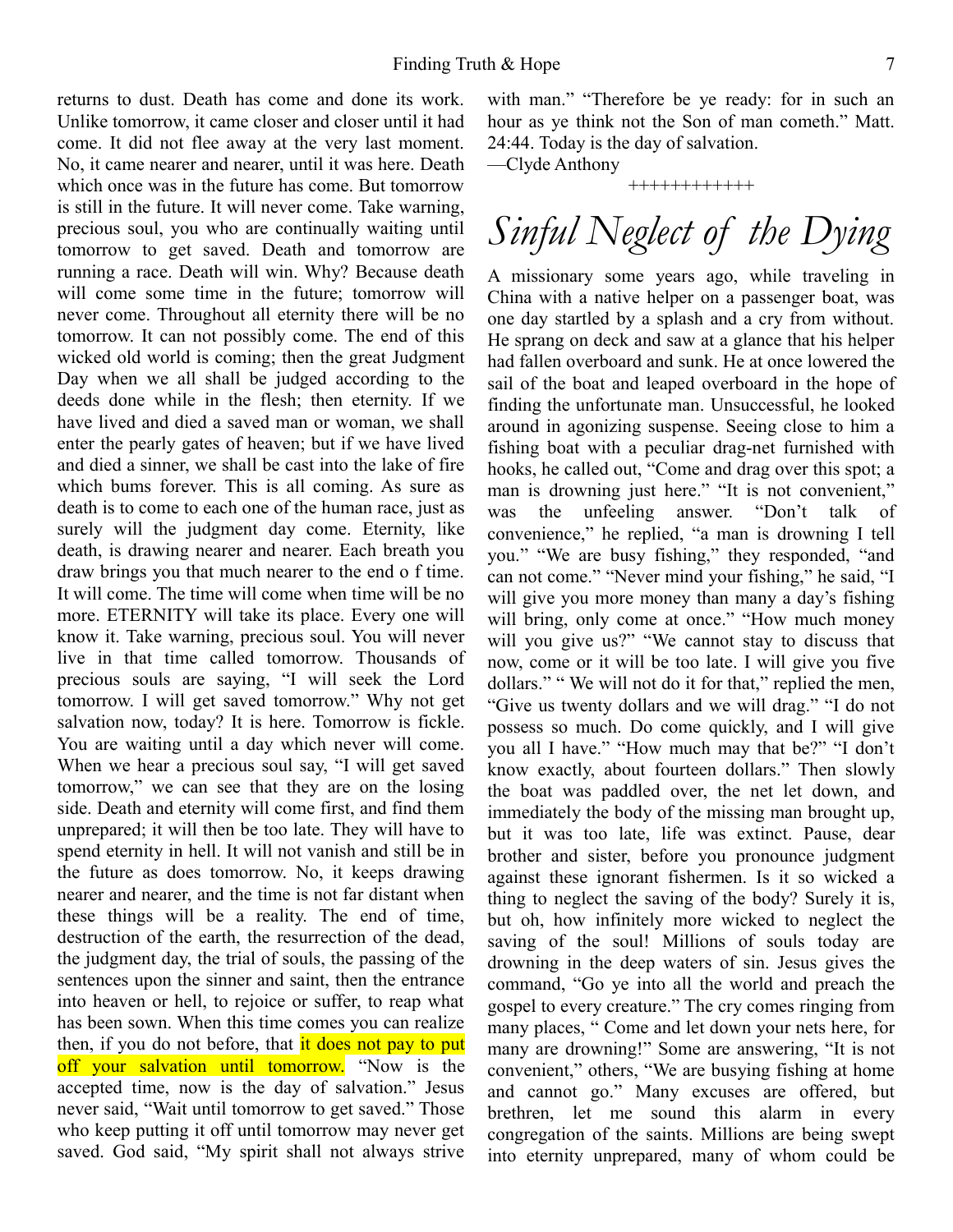returns to dust. Death has come and done its work. Unlike tomorrow, it came closer and closer until it had come. It did not flee away at the very last moment. No, it came nearer and nearer, until it was here. Death which once was in the future has come. But tomorrow is still in the future. It will never come. Take warning, precious soul, you who are continually waiting until tomorrow to get saved. Death and tomorrow are running a race. Death will win. Why? Because death will come some time in the future; tomorrow will never come. Throughout all eternity there will be no tomorrow. It can not possibly come. The end of this wicked old world is coming; then the great Judgment Day when we all shall be judged according to the deeds done while in the flesh; then eternity. If we have lived and died a saved man or woman, we shall enter the pearly gates of heaven; but if we have lived and died a sinner, we shall be cast into the lake of fire which bums forever. This is all coming. As sure as death is to come to each one of the human race, just as surely will the judgment day come. Eternity, like death, is drawing nearer and nearer. Each breath you draw brings you that much nearer to the end o f time. It will come. The time will come when time will be no more. ETERNITY will take its place. Every one will know it. Take warning, precious soul. You will never live in that time called tomorrow. Thousands of precious souls are saying, "I will seek the Lord tomorrow. I will get saved tomorrow." Why not get salvation now, today? It is here. Tomorrow is fickle. You are waiting until a day which never will come. When we hear a precious soul say, "I will get saved tomorrow," we can see that they are on the losing side. Death and eternity will come first, and find them unprepared; it will then be too late. They will have to spend eternity in hell. It will not vanish and still be in the future as does tomorrow. No, it keeps drawing nearer and nearer, and the time is not far distant when these things will be a reality. The end of time, destruction of the earth, the resurrection of the dead, the judgment day, the trial of souls, the passing of the sentences upon the sinner and saint, then the entrance into heaven or hell, to rejoice or suffer, to reap what has been sown. When this time comes you can realize then, if you do not before, that it does not pay to put off your salvation until tomorrow. "Now is the accepted time, now is the day of salvation." Jesus never said, "Wait until tomorrow to get saved." Those who keep putting it off until tomorrow may never get saved. God said, "My spirit shall not always strive with man." "Therefore be ye ready: for in such an hour as ye think not the Son of man cometh." Matt. 24:44. Today is the day of salvation.

—Clyde Anthony

++++++++++++

# *Sinful Neglect of the Dying*

A missionary some years ago, while traveling in China with a native helper on a passenger boat, was one day startled by a splash and a cry from without. He sprang on deck and saw at a glance that his helper had fallen overboard and sunk. He at once lowered the sail of the boat and leaped overboard in the hope of finding the unfortunate man. Unsuccessful, he looked around in agonizing suspense. Seeing close to him a fishing boat with a peculiar drag-net furnished with hooks, he called out, "Come and drag over this spot; a man is drowning just here." "It is not convenient," was the unfeeling answer. "Don't talk of convenience," he replied, "a man is drowning I tell you." "We are busy fishing," they responded, "and can not come." "Never mind your fishing," he said, "I will give you more money than many a day's fishing will bring, only come at once." "How much money will you give us?" "We cannot stay to discuss that now, come or it will be too late. I will give you five dollars." " We will not do it for that," replied the men, "Give us twenty dollars and we will drag." "I do not possess so much. Do come quickly, and I will give you all I have." "How much may that be?" "I don't know exactly, about fourteen dollars." Then slowly the boat was paddled over, the net let down, and immediately the body of the missing man brought up, but it was too late, life was extinct. Pause, dear brother and sister, before you pronounce judgment against these ignorant fishermen. Is it so wicked a thing to neglect the saving of the body? Surely it is, but oh, how infinitely more wicked to neglect the saving of the soul! Millions of souls today are drowning in the deep waters of sin. Jesus gives the command, "Go ye into all the world and preach the gospel to every creature." The cry comes ringing from many places, " Come and let down your nets here, for many are drowning!" Some are answering, "It is not convenient," others, "We are busying fishing at home and cannot go." Many excuses are offered, but brethren, let me sound this alarm in every congregation of the saints. Millions are being swept into eternity unprepared, many of whom could be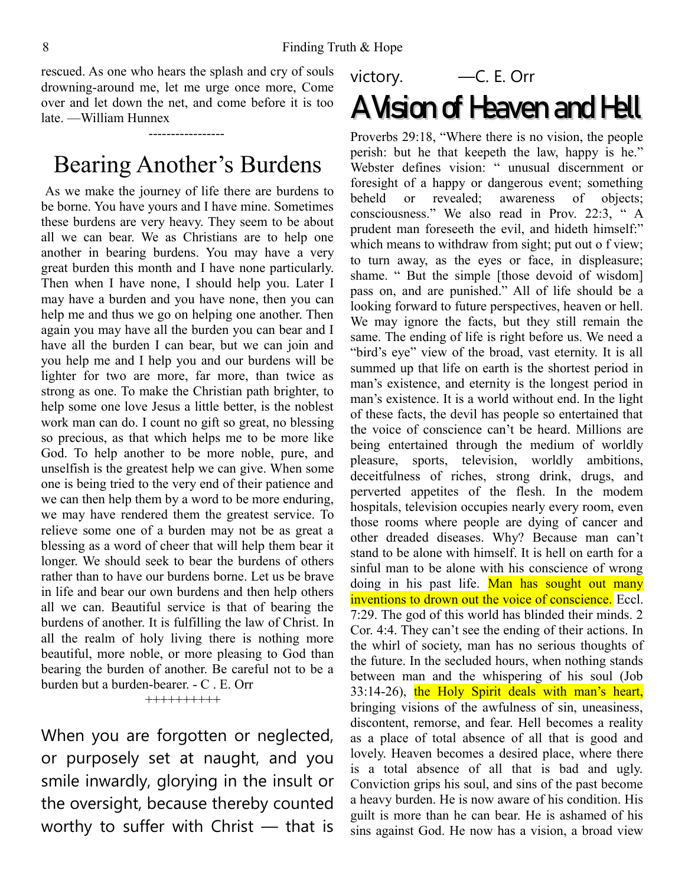rescued. As one who hears the splash and cry of souls drowning-around me, let me urge once more, Come over and let down the net, and come before it is too late. —William Hunnex

----------------

## Bearing Another's Burdens

As we make the journey of life there are burdens to be borne. You have yours and I have mine. Sometimes these burdens are very heavy. They seem to be about all we can bear. We as Christians are to help one another in bearing burdens. You may have a very great burden this month and I have none particularly. Then when I have none, I should help you. Later I may have a burden and you have none, then you can help me and thus we go on helping one another. Then again you may have all the burden you can bear and I have all the burden I can bear, but we can join and you help me and I help you and our burdens will be lighter for two are more, far more, than twice as strong as one. To make the Christian path brighter, to help some one love Jesus a little better, is the noblest work man can do. I count no gift so great, no blessing so precious, as that which helps me to be more like God. To help another to be more noble, pure, and unselfish is the greatest help we can give. When some one is being tried to the very end of their patience and we can then help them by a word to be more enduring, we may have rendered them the greatest service. To relieve some one of a burden may not be as great a blessing as a word of cheer that will help them bear it longer. We should seek to bear the burdens of others rather than to have our burdens borne. Let us be brave in life and bear our own burdens and then help others all we can. Beautiful service is that of bearing the burdens of another. It is fulfilling the law of Christ. In all the realm of holy living there is nothing more beautiful, more noble, or more pleasing to God than bearing the burden of another. Be careful not to be a burden but a burden-bearer. - C . E. Orr

++++++++++

When you are forgotten or neglected, or purposely set at naught, and you smile inwardly, glorying in the insult or the oversight, because thereby counted worthy to suffer with Christ — that is victory. —C. E. Orr

## A Vision of Heaven and Hell

Proverbs 29:18, "Where there is no vision, the people perish: but he that keepeth the law, happy is he." Webster defines vision: " unusual discernment or foresight of a happy or dangerous event; something beheld or revealed; awareness of objects; consciousness." We also read in Prov. 22:3, " A prudent man foreseeth the evil, and hideth himself:" which means to withdraw from sight; put out o f view; to turn away, as the eyes or face, in displeasure; shame. " But the simple [those devoid of wisdom] pass on, and are punished." All of life should be a looking forward to future perspectives, heaven or hell. We may ignore the facts, but they still remain the same. The ending of life is right before us. We need a "bird's eye" view of the broad, vast eternity. It is all summed up that life on earth is the shortest period in man's existence, and eternity is the longest period in man's existence. It is a world without end. In the light of these facts, the devil has people so entertained that the voice of conscience can't be heard. Millions are being entertained through the medium of worldly pleasure, sports, television, worldly ambitions, deceitfulness of riches, strong drink, drugs, and perverted appetites of the flesh. In the modem hospitals, television occupies nearly every room, even those rooms where people are dying of cancer and other dreaded diseases. Why? Because man can't stand to be alone with himself. It is hell on earth for a sinful man to be alone with his conscience of wrong doing in his past life. Man has sought out many inventions to drown out the voice of conscience. Eccl. 7:29. The god of this world has blinded their minds. 2 Cor. 4:4. They can't see the ending of their actions. In the whirl of society, man has no serious thoughts of the future. In the secluded hours, when nothing stands between man and the whispering of his soul (Job 33:14-26), the Holy Spirit deals with man's heart, bringing visions of the awfulness of sin, uneasiness, discontent, remorse, and fear. Hell becomes a reality as a place of total absence of all that is good and lovely. Heaven becomes a desired place, where there is a total absence of all that is bad and ugly. Conviction grips his soul, and sins of the past become a heavy burden. He is now aware of his condition. His guilt is more than he can bear. He is ashamed of his sins against God. He now has a vision, a broad view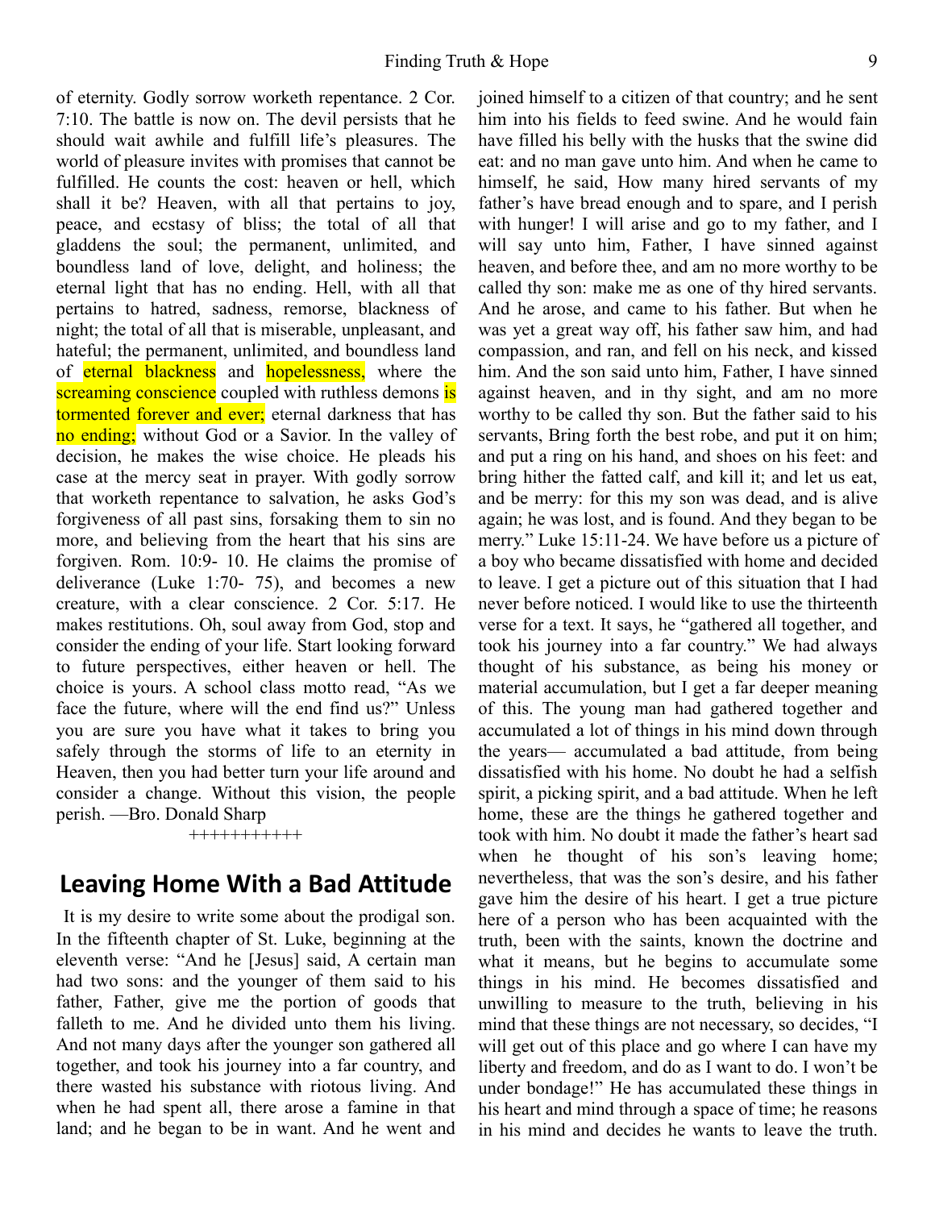of eternity. Godly sorrow worketh repentance. 2 Cor. 7:10. The battle is now on. The devil persists that he should wait awhile and fulfill life's pleasures. The world of pleasure invites with promises that cannot be fulfilled. He counts the cost: heaven or hell, which shall it be? Heaven, with all that pertains to joy, peace, and ecstasy of bliss; the total of all that gladdens the soul; the permanent, unlimited, and boundless land of love, delight, and holiness; the eternal light that has no ending. Hell, with all that pertains to hatred, sadness, remorse, blackness of night; the total of all that is miserable, unpleasant, and hateful; the permanent, unlimited, and boundless land of eternal blackness and hopelessness, where the screaming conscience coupled with ruthless demons is tormented forever and ever; eternal darkness that has no ending; without God or a Savior. In the valley of decision, he makes the wise choice. He pleads his case at the mercy seat in prayer. With godly sorrow that worketh repentance to salvation, he asks God's forgiveness of all past sins, forsaking them to sin no more, and believing from the heart that his sins are forgiven. Rom. 10:9- 10. He claims the promise of deliverance (Luke 1:70- 75), and becomes a new creature, with a clear conscience. 2 Cor. 5:17. He makes restitutions. Oh, soul away from God, stop and consider the ending of your life. Start looking forward to future perspectives, either heaven or hell. The choice is yours. A school class motto read, "As we face the future, where will the end find us?" Unless you are sure you have what it takes to bring you safely through the storms of life to an eternity in Heaven, then you had better turn your life around and consider a change. Without this vision, the people perish. —Bro. Donald Sharp

+++++++++++

## Leaving Home With a Bad Attitude

It is my desire to write some about the prodigal son. In the fifteenth chapter of St. Luke, beginning at the eleventh verse: "And he [Jesus] said, A certain man had two sons: and the younger of them said to his father, Father, give me the portion of goods that falleth to me. And he divided unto them his living. And not many days after the younger son gathered all together, and took his journey into a far country, and there wasted his substance with riotous living. And when he had spent all, there arose a famine in that land; and he began to be in want. And he went and joined himself to a citizen of that country; and he sent him into his fields to feed swine. And he would fain have filled his belly with the husks that the swine did eat: and no man gave unto him. And when he came to himself, he said, How many hired servants of my father's have bread enough and to spare, and I perish with hunger! I will arise and go to my father, and I will say unto him, Father, I have sinned against heaven, and before thee, and am no more worthy to be called thy son: make me as one of thy hired servants. And he arose, and came to his father. But when he was yet a great way off, his father saw him, and had compassion, and ran, and fell on his neck, and kissed him. And the son said unto him, Father, I have sinned against heaven, and in thy sight, and am no more worthy to be called thy son. But the father said to his servants, Bring forth the best robe, and put it on him; and put a ring on his hand, and shoes on his feet: and bring hither the fatted calf, and kill it; and let us eat, and be merry: for this my son was dead, and is alive again; he was lost, and is found. And they began to be merry." Luke 15:11-24. We have before us a picture of a boy who became dissatisfied with home and decided to leave. I get a picture out of this situation that I had never before noticed. I would like to use the thirteenth verse for a text. It says, he "gathered all together, and took his journey into a far country." We had always thought of his substance, as being his money or material accumulation, but I get a far deeper meaning of this. The young man had gathered together and accumulated a lot of things in his mind down through the years— accumulated a bad attitude, from being dissatisfied with his home. No doubt he had a selfish spirit, a picking spirit, and a bad attitude. When he left home, these are the things he gathered together and took with him. No doubt it made the father's heart sad when he thought of his son's leaving home; nevertheless, that was the son's desire, and his father gave him the desire of his heart. I get a true picture here of a person who has been acquainted with the truth, been with the saints, known the doctrine and what it means, but he begins to accumulate some things in his mind. He becomes dissatisfied and unwilling to measure to the truth, believing in his mind that these things are not necessary, so decides, "I will get out of this place and go where I can have my liberty and freedom, and do as I want to do. I won't be under bondage!" He has accumulated these things in his heart and mind through a space of time; he reasons in his mind and decides he wants to leave the truth.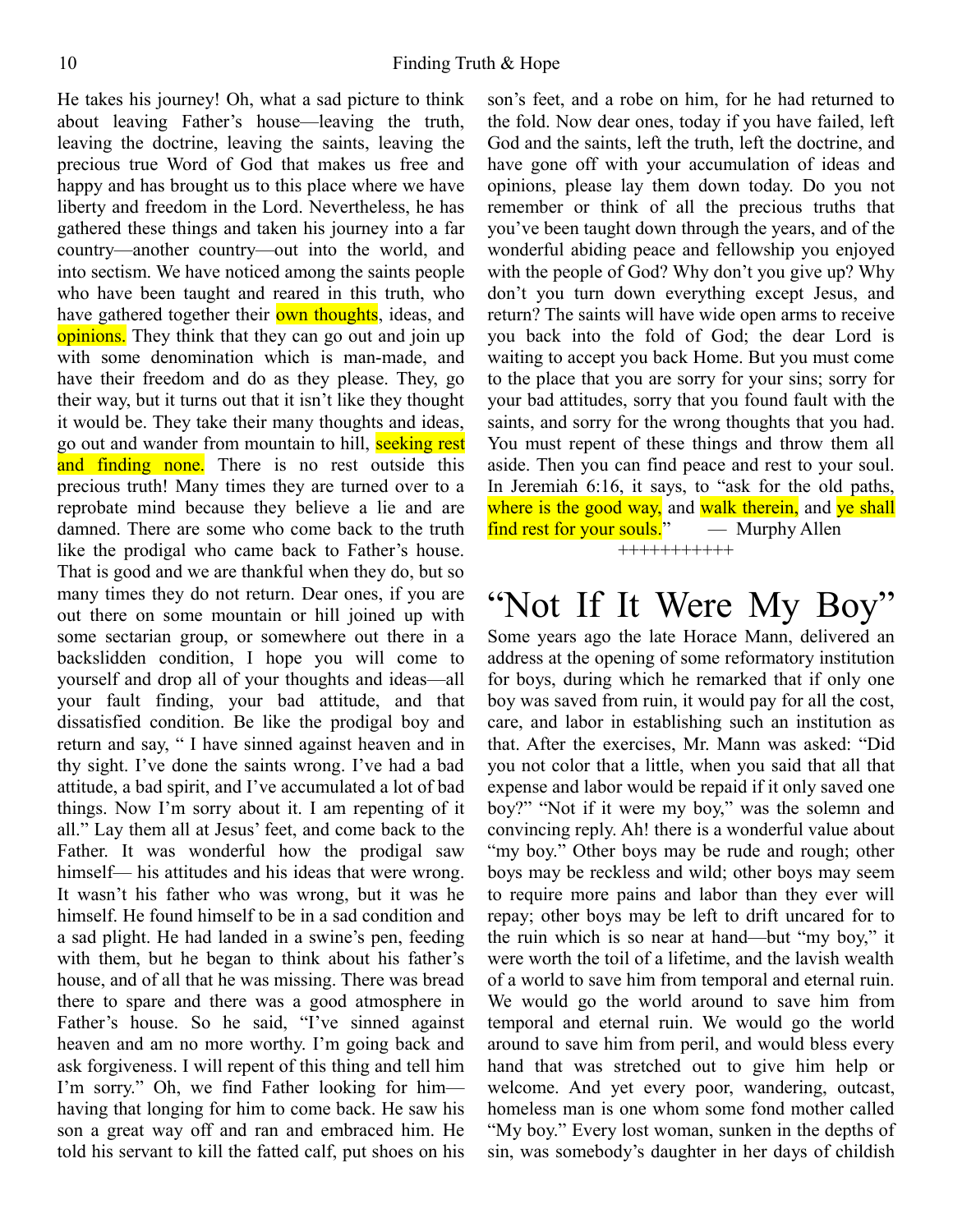He takes his journey! Oh, what a sad picture to think about leaving Father's house—leaving the truth, leaving the doctrine, leaving the saints, leaving the precious true Word of God that makes us free and happy and has brought us to this place where we have liberty and freedom in the Lord. Nevertheless, he has gathered these things and taken his journey into a far country—another country—out into the world, and into sectism. We have noticed among the saints people who have been taught and reared in this truth, who have gathered together their own thoughts, ideas, and opinions. They think that they can go out and join up with some denomination which is man-made, and have their freedom and do as they please. They, go their way, but it turns out that it isn't like they thought it would be. They take their many thoughts and ideas, go out and wander from mountain to hill, seeking rest and finding none. There is no rest outside this precious truth! Many times they are turned over to a reprobate mind because they believe a lie and are damned. There are some who come back to the truth like the prodigal who came back to Father's house. That is good and we are thankful when they do, but so many times they do not return. Dear ones, if you are out there on some mountain or hill joined up with some sectarian group, or somewhere out there in a backslidden condition, I hope you will come to yourself and drop all of your thoughts and ideas—all your fault finding, your bad attitude, and that dissatisfied condition. Be like the prodigal boy and return and say, " I have sinned against heaven and in thy sight. I've done the saints wrong. I've had a bad attitude, a bad spirit, and I've accumulated a lot of bad things. Now I'm sorry about it. I am repenting of it all." Lay them all at Jesus' feet, and come back to the Father. It was wonderful how the prodigal saw himself— his attitudes and his ideas that were wrong. It wasn't his father who was wrong, but it was he himself. He found himself to be in a sad condition and a sad plight. He had landed in a swine's pen, feeding with them, but he began to think about his father's house, and of all that he was missing. There was bread there to spare and there was a good atmosphere in Father's house. So he said, "I've sinned against heaven and am no more worthy. I'm going back and ask forgiveness. I will repent of this thing and tell him I'm sorry." Oh, we find Father looking for him—having that longing for him to come back. He saw his son a great way off and ran and embraced him. He told his servant to kill the fatted calf, put shoes on his son's feet, and a robe on him, for he had returned to the fold. Now dear ones, today if you have failed, left God and the saints, left the truth, left the doctrine, and have gone off with your accumulation of ideas and opinions, please lay them down today. Do you not remember or think of all the precious truths that you've been taught down through the years, and of the wonderful abiding peace and fellowship you enjoyed with the people of God? Why don't you give up? Why don't you turn down everything except Jesus, and return? The saints will have wide open arms to receive you back into the fold of God; the dear Lord is waiting to accept you back Home. But you must come to the place that you are sorry for your sins; sorry for your bad attitudes, sorry that you found fault with the saints, and sorry for the wrong thoughts that you had. You must repent of these things and throw them all aside. Then you can find peace and rest to your soul. In Jeremiah 6:16, it says, to "ask for the old paths, where is the good way, and walk therein, and ye shall find rest for your souls." — Murphy Allen

+++++++++++

# "Not If It Were My Boy"

Some years ago the late Horace Mann, delivered an address at the opening of some reformatory institution for boys, during which he remarked that if only one boy was saved from ruin, it would pay for all the cost, care, and labor in establishing such an institution as that. After the exercises, Mr. Mann was asked: "Did you not color that a little, when you said that all that expense and labor would be repaid if it only saved one boy?" "Not if it were my boy," was the solemn and convincing reply. Ah! there is a wonderful value about "my boy." Other boys may be rude and rough; other boys may be reckless and wild; other boys may seem to require more pains and labor than they ever will repay; other boys may be left to drift uncared for to the ruin which is so near at hand—but "my boy," it were worth the toil of a lifetime, and the lavish wealth of a world to save him from temporal and eternal ruin. We would go the world around to save him from temporal and eternal ruin. We would go the world around to save him from peril, and would bless every hand that was stretched out to give him help or welcome. And yet every poor, wandering, outcast, homeless man is one whom some fond mother called "My boy." Every lost woman, sunken in the depths of sin, was somebody's daughter in her days of childish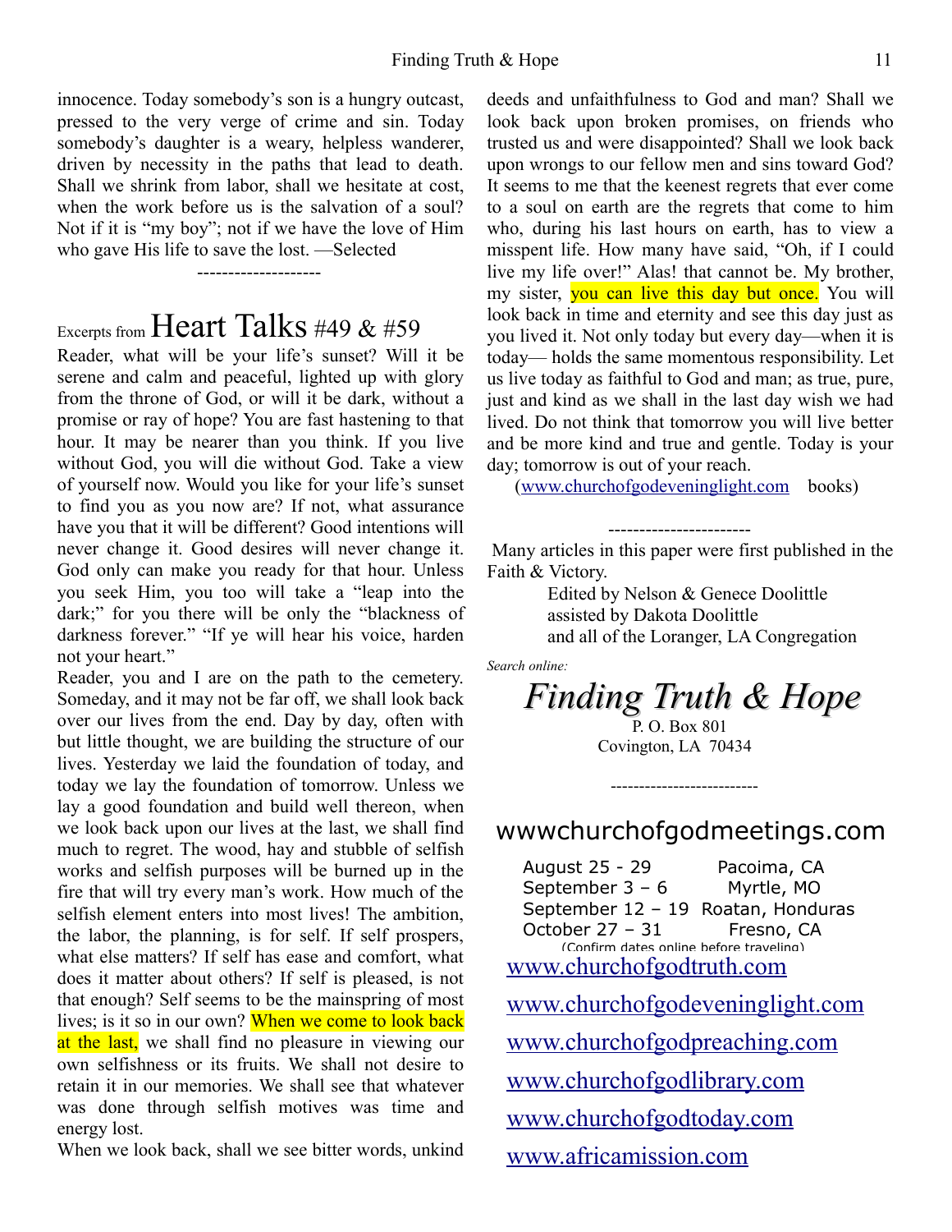innocence. Today somebody's son is a hungry outcast, pressed to the very verge of crime and sin. Today somebody's daughter is a weary, helpless wanderer, driven by necessity in the paths that lead to death. Shall we shrink from labor, shall we hesitate at cost, when the work before us is the salvation of a soul? Not if it is "my boy"; not if we have the love of Him who gave His life to save the lost. —Selected

--------------------

## Excerpts from Heart Talks #49 & #59

Reader, what will be your life's sunset? Will it be serene and calm and peaceful, lighted up with glory from the throne of God, or will it be dark, without a promise or ray of hope? You are fast hastening to that hour. It may be nearer than you think. If you live without God, you will die without God. Take a view of yourself now. Would you like for your life's sunset to find you as you now are? If not, what assurance have you that it will be different? Good intentions will never change it. Good desires will never change it. God only can make you ready for that hour. Unless you seek Him, you too will take a "leap into the dark;" for you there will be only the "blackness of darkness forever." "If ye will hear his voice, harden not your heart."

Reader, you and I are on the path to the cemetery. Someday, and it may not be far off, we shall look back over our lives from the end. Day by day, often with but little thought, we are building the structure of our lives. Yesterday we laid the foundation of today, and today we lay the foundation of tomorrow. Unless we lay a good foundation and build well thereon, when we look back upon our lives at the last, we shall find much to regret. The wood, hay and stubble of selfish works and selfish purposes will be burned up in the fire that will try every man's work. How much of the selfish element enters into most lives! The ambition, the labor, the planning, is for self. If self prospers, what else matters? If self has ease and comfort, what does it matter about others? If self is pleased, is not that enough? Self seems to be the mainspring of most lives; is it so in our own? When we come to look back at the last, we shall find no pleasure in viewing our own selfishness or its fruits. We shall not desire to retain it in our memories. We shall see that whatever was done through selfish motives was time and energy lost.

When we look back, shall we see bitter words, unkind deeds and unfaithfulness to God and man? Shall we look back upon broken promises, on friends who trusted us and were disappointed? Shall we look back upon wrongs to our fellow men and sins toward God? It seems to me that the keenest regrets that ever come to a soul on earth are the regrets that come to him who, during his last hours on earth, has to view a misspent life. How many have said, "Oh, if I could live my life over!" Alas! that cannot be. My brother, my sister, you can live this day but once. You will look back in time and eternity and see this day just as you lived it. Not only today but every day—when it is today— holds the same momentous responsibility. Let us live today as faithful to God and man; as true, pure, just and kind as we shall in the last day wish we had lived. Do not think that tomorrow you will live better and be more kind and true and gentle. Today is your day; tomorrow is out of your reach.

(www.churchofgodeveninglight.com books)

-----------------------

Many articles in this paper were first published in the Faith & Victory.

Edited by Nelson & Genece Doolittle
assisted by Dakota Doolittle
and all of the Loranger, LA Congregation

*Search online:*

***Finding Truth & Hope***

P. O. Box 801
Covington, LA 70434

-------------------------

wwwchurchofgodmeetings.com

| | |
|---|---|
| August 25 - 29 | Pacoima, CA |
| September 3 – 6 | Myrtle, MO |
| September 12 – 19 | Roatan, Honduras |
| October 27 – 31 | Fresno, CA |

(Confirm dates online before traveling)

www.churchofgodtruth.com

www.churchofgodeveninglight.com

www.churchofgodpreaching.com

www.churchofgodlibrary.com

www.churchofgodtoday.com

www.africamission.com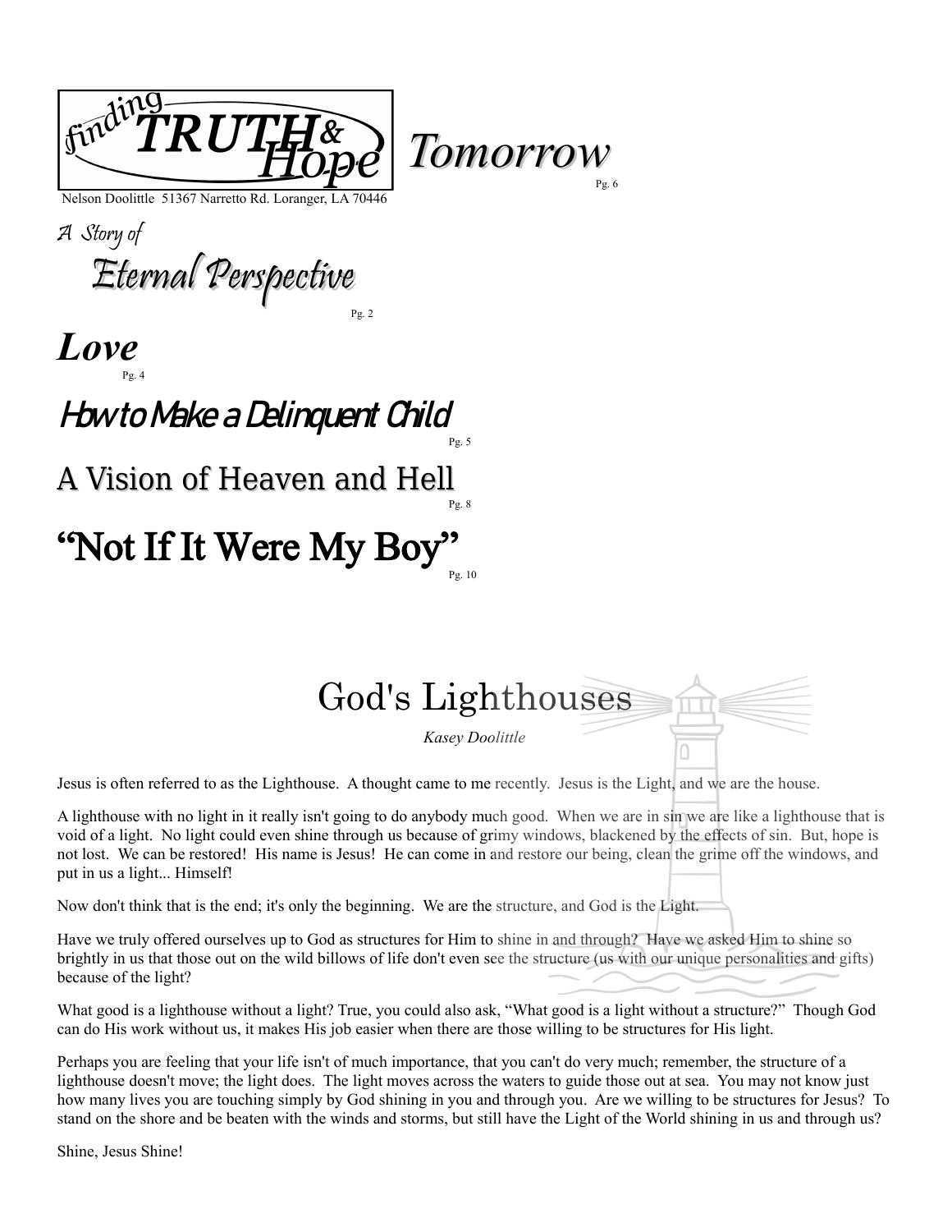finding TRUTH & Hope

Nelson Doolittle 51367 Narretto Rd. Loranger, LA 70446

**Tomorrow** Pg. 6

A Story of Eternal Perspective Pg. 2

***Love*** Pg. 4

How to Make a Delinquent Child Pg. 5

A Vision of Heaven and Hell Pg. 8

**"Not If It Were My Boy"** Pg. 10

# God's Lighthouses

*Kasey Doolittle*

Jesus is often referred to as the Lighthouse. A thought came to me recently. Jesus is the Light, and we are the house.

A lighthouse with no light in it really isn't going to do anybody much good. When we are in sin we are like a lighthouse that is void of a light. No light could even shine through us because of grimy windows, blackened by the effects of sin. But, hope is not lost. We can be restored! His name is Jesus! He can come in and restore our being, clean the grime off the windows, and put in us a light... Himself!

Now don't think that is the end; it's only the beginning. We are the structure, and God is the Light.

Have we truly offered ourselves up to God as structures for Him to shine in and through? Have we asked Him to shine so brightly in us that those out on the wild billows of life don't even see the structure (us with our unique personalities and gifts) because of the light?

What good is a lighthouse without a light? True, you could also ask, "What good is a light without a structure?" Though God can do His work without us, it makes His job easier when there are those willing to be structures for His light.

Perhaps you are feeling that your life isn't of much importance, that you can't do very much; remember, the structure of a lighthouse doesn't move; the light does. The light moves across the waters to guide those out at sea. You may not know just how many lives you are touching simply by God shining in you and through you. Are we willing to be structures for Jesus? To stand on the shore and be beaten with the winds and storms, but still have the Light of the World shining in us and through us?

Shine, Jesus Shine!